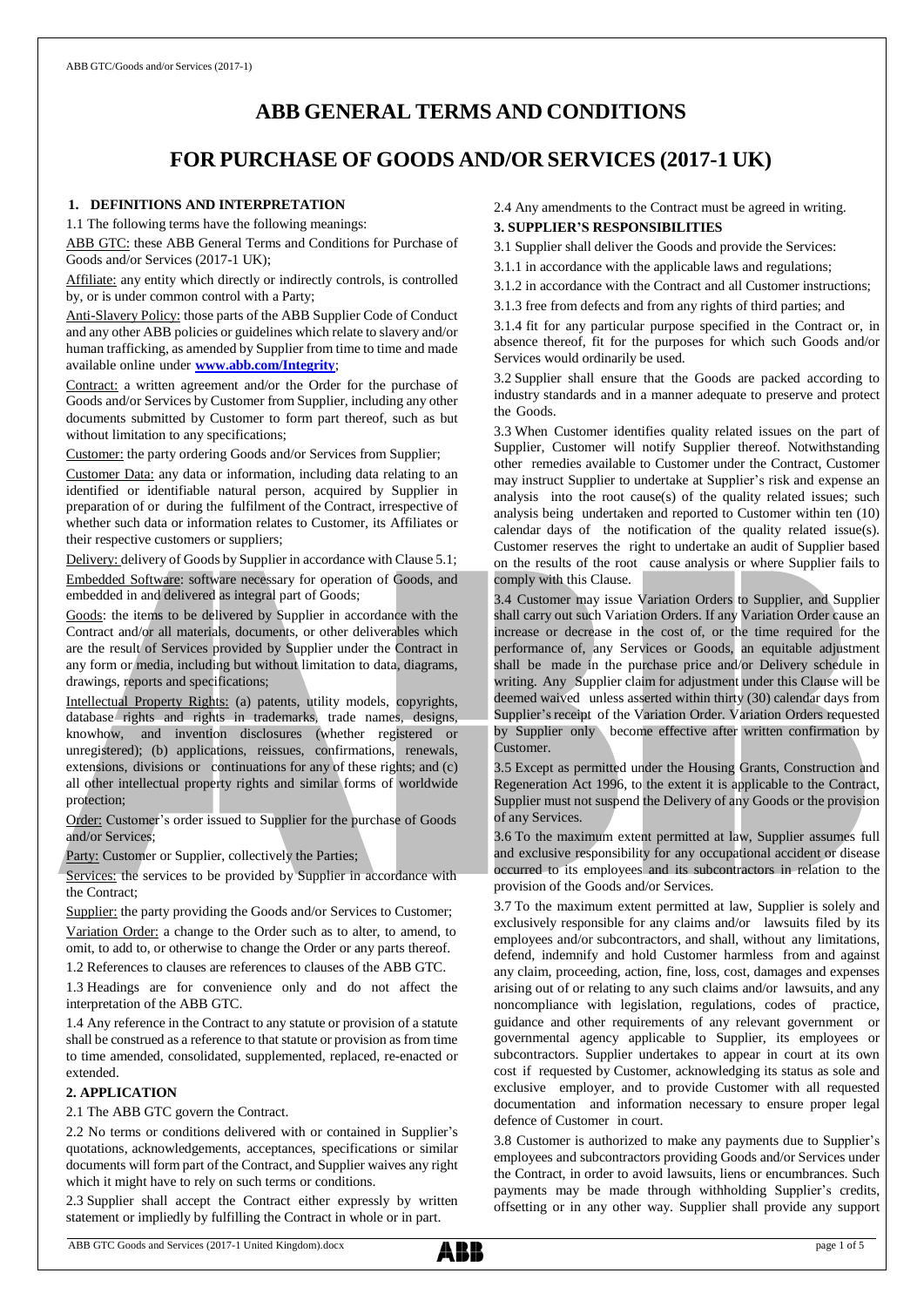# ABB GENERAL TERMS AND CONDITIONS

# FOR PURCHASE OF GOODS AND/OR SERVICES (2017-1 UK)

## 1. DEFINITIONS AND INTERPRETATION

1.1 The following terms have the following meanings:

ABB GTC: these ABB General Terms and Conditions for Purchase of Goods and/or Services (2017-1 UK);

Affiliate: any entity which directly or indirectly controls, is controlled by, or is under common control with a Party;

Anti-Slavery Policy: those parts of the ABB Supplier Code of Conduct and any other ABB policies or guidelines which relate to slavery and/or human trafficking, as amended by Supplier from time to time and made available online under **www.abb.com/Integrity**;

Contract: a written agreement and/or the Order for the purchase of Goods and/or Services by Customer from Supplier, including any other documents submitted by Customer to form part thereof, such as but without limitation to any specifications;

Customer: the party ordering Goods and/or Services from Supplier;

Customer Data: any data or information, including data relating to an identified or identifiable natural person, acquired by Supplier in preparation of or during the fulfilment of the Contract, irrespective of whether such data or information relates to Customer, its Affiliates or their respective customers or suppliers;

Delivery: delivery of Goods by Supplier in accordance with Clause 5.1;

Embedded Software: software necessary for operation of Goods, and embedded in and delivered as integral part of Goods;

Goods: the items to be delivered by Supplier in accordance with the Contract and/or all materials, documents, or other deliverables which are the result of Services provided by Supplier under the Contract in any form or media, including but without limitation to data, diagrams, drawings, reports and specifications;

Intellectual Property Rights: (a) patents, utility models, copyrights, database rights and rights in trademarks, trade names, designs, knowhow, and invention disclosures (whether registered or unregistered); (b) applications, reissues, confirmations, renewals, extensions, divisions or continuations for any of these rights; and (c) all other intellectual property rights and similar forms of worldwide protection;

Order: Customer's order issued to Supplier for the purchase of Goods and/or Services;

Party: Customer or Supplier, collectively the Parties;

Services: the services to be provided by Supplier in accordance with the Contract;

Supplier: the party providing the Goods and/or Services to Customer;

Variation Order: a change to the Order such as to alter, to amend, to omit, to add to, or otherwise to change the Order or any parts thereof.

1.2 References to clauses are references to clauses of the ABB GTC.

1.3 Headings are for convenience only and do not affect the interpretation of the ABB GTC.

1.4 Any reference in the Contract to any statute or provision of a statute shall be construed as a reference to that statute or provision as from time to time amended, consolidated, supplemented, replaced, re-enacted or extended.

## 2. APPLICATION

2.1 The ABB GTC govern the Contract.

2.2 No terms or conditions delivered with or contained in Supplier's quotations, acknowledgements, acceptances, specifications or similar documents will form part of the Contract, and Supplier waives any right which it might have to rely on such terms or conditions.

2.3 Supplier shall accept the Contract either expressly by written statement or impliedly by fulfilling the Contract in whole or in part.

2.4 Any amendments to the Contract must be agreed in writing.

## 3. SUPPLIER'S RESPONSIBILITIES

3.1 Supplier shall deliver the Goods and provide the Services:

3.1.1 in accordance with the applicable laws and regulations;

3.1.2 in accordance with the Contract and all Customer instructions;

3.1.3 free from defects and from any rights of third parties; and

3.1.4 fit for any particular purpose specified in the Contract or, in absence thereof, fit for the purposes for which such Goods and/or Services would ordinarily be used.

3.2 Supplier shall ensure that the Goods are packed according to industry standards and in a manner adequate to preserve and protect the Goods.

3.3 When Customer identifies quality related issues on the part of Supplier, Customer will notify Supplier thereof. Notwithstanding other remedies available to Customer under the Contract, Customer may instruct Supplier to undertake at Supplier's risk and expense an analysis into the root cause(s) of the quality related issues; such analysis being undertaken and reported to Customer within ten (10) calendar days of the notification of the quality related issue(s). Customer reserves the right to undertake an audit of Supplier based on the results of the root cause analysis or where Supplier fails to comply with this Clause.

3.4 Customer may issue Variation Orders to Supplier, and Supplier shall carry out such Variation Orders. If any Variation Order cause an increase or decrease in the cost of, or the time required for the performance of, any Services or Goods, an equitable adjustment shall be made in the purchase price and/or Delivery schedule in writing. Any Supplier claim for adjustment under this Clause will be deemed waived unless asserted within thirty (30) calendar days from Supplier's receipt of the Variation Order. Variation Orders requested by Supplier only become effective after written confirmation by Customer.

3.5 Except as permitted under the Housing Grants, Construction and Regeneration Act 1996, to the extent it is applicable to the Contract, Supplier must not suspend the Delivery of any Goods or the provision of any Services.

3.6 To the maximum extent permitted at law, Supplier assumes full and exclusive responsibility for any occupational accident or disease occurred to its employees and its subcontractors in relation to the provision of the Goods and/or Services.

3.7 To the maximum extent permitted at law, Supplier is solely and exclusively responsible for any claims and/or lawsuits filed by its employees and/or subcontractors, and shall, without any limitations, defend, indemnify and hold Customer harmless from and against any claim, proceeding, action, fine, loss, cost, damages and expenses arising out of or relating to any such claims and/or lawsuits, and any noncompliance with legislation, regulations, codes of practice, guidance and other requirements of any relevant government or governmental agency applicable to Supplier, its employees or subcontractors. Supplier undertakes to appear in court at its own cost if requested by Customer, acknowledging its status as sole and exclusive employer, and to provide Customer with all requested documentation and information necessary to ensure proper legal defence of Customer in court.

3.8 Customer is authorized to make any payments due to Supplier's employees and subcontractors providing Goods and/or Services under the Contract, in order to avoid lawsuits, liens or encumbrances. Such payments may be made through withholding Supplier's credits, offsetting or in any other way. Supplier shall provide any support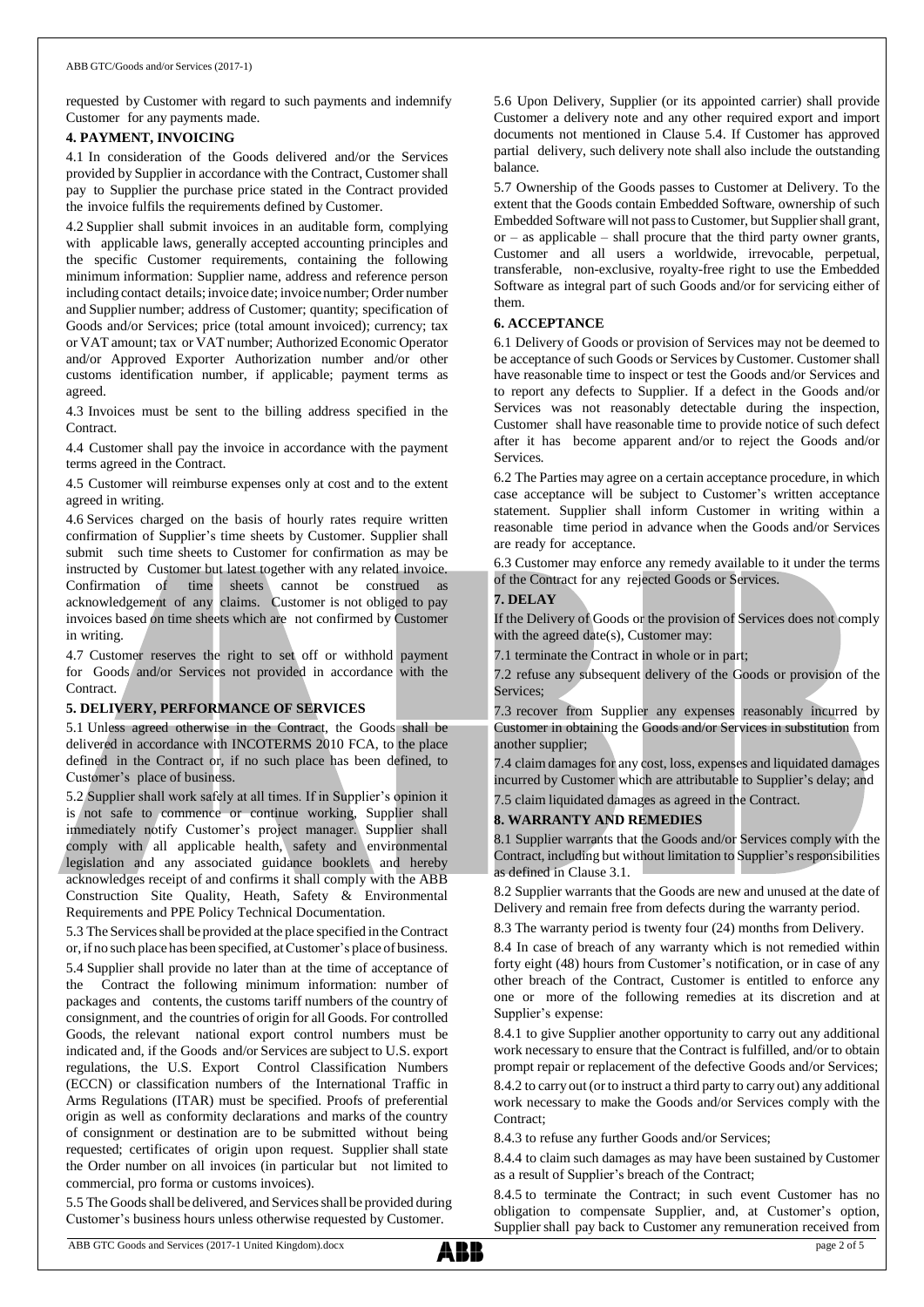requested by Customer with regard to such payments and indemnify Customer for any payments made.

## 4. PAYMENT, INVOICING

4.1 In consideration of the Goods delivered and/or the Services provided by Supplier in accordance with the Contract, Customer shall pay to Supplier the purchase price stated in the Contract provided the invoice fulfils the requirements defined by Customer.

4.2 Supplier shall submit invoices in an auditable form, complying with applicable laws, generally accepted accounting principles and the specific Customer requirements, containing the following minimum information: Supplier name, address and reference person including contact details; invoice date; invoice number; Order number and Supplier number; address of Customer; quantity; specification of Goods and/or Services; price (total amount invoiced); currency; tax or VAT amount; tax or VAT number; Authorized Economic Operator and/or Approved Exporter Authorization number and/or other customs identification number, if applicable; payment terms as agreed.

4.3 Invoices must be sent to the billing address specified in the Contract.

4.4 Customer shall pay the invoice in accordance with the payment terms agreed in the Contract.

4.5 Customer will reimburse expenses only at cost and to the extent agreed in writing.

4.6 Services charged on the basis of hourly rates require written confirmation of Supplier's time sheets by Customer. Supplier shall submit such time sheets to Customer for confirmation as may be instructed by Customer but latest together with any related invoice. Confirmation of time sheets cannot be construed as acknowledgement of any claims. Customer is not obliged to pay invoices based on time sheets which are not confirmed by Customer in writing.

4.7 Customer reserves the right to set off or withhold payment for Goods and/or Services not provided in accordance with the Contract.

## 5. DELIVERY, PERFORMANCE OF SERVICES

5.1 Unless agreed otherwise in the Contract, the Goods shall be delivered in accordance with INCOTERMS 2010 FCA, to the place defined in the Contract or, if no such place has been defined, to Customer's place of business.

5.2 Supplier shall work safely at all times. If in Supplier's opinion it is not safe to commence or continue working, Supplier shall immediately notify Customer's project manager. Supplier shall comply with all applicable health, safety and environmental legislation and any associated guidance booklets and hereby acknowledges receipt of and confirms it shall comply with the ABB Construction Site Quality, Heath, Safety & Environmental Requirements and PPE Policy Technical Documentation.

5.3 The Services shall be provided at the place specified in the Contract or, if no such place has been specified, at Customer's place of business.

5.4 Supplier shall provide no later than at the time of acceptance of the Contract the following minimum information: number of packages and contents, the customs tariff numbers of the country of consignment, and the countries of origin for all Goods. For controlled Goods, the relevant national export control numbers must be indicated and, if the Goods and/or Services are subject to U.S. export regulations, the U.S. Export Control Classification Numbers (ECCN) or classification numbers of the International Traffic in Arms Regulations (ITAR) must be specified. Proofs of preferential origin as well as conformity declarations and marks of the country of consignment or destination are to be submitted without being requested; certificates of origin upon request. Supplier shall state the Order number on all invoices (in particular but not limited to commercial, pro forma or customs invoices).

5.5 The Goods shall be delivered, and Services shall be provided during Customer's business hours unless otherwise requested by Customer.

5.6 Upon Delivery, Supplier (or its appointed carrier) shall provide Customer a delivery note and any other required export and import documents not mentioned in Clause 5.4. If Customer has approved partial delivery, such delivery note shall also include the outstanding balance.

5.7 Ownership of the Goods passes to Customer at Delivery. To the extent that the Goods contain Embedded Software, ownership of such Embedded Software will not pass to Customer, but Supplier shall grant, or – as applicable – shall procure that the third party owner grants, Customer and all users a worldwide, irrevocable, perpetual, transferable, non-exclusive, royalty-free right to use the Embedded Software as integral part of such Goods and/or for servicing either of them.

## 6. ACCEPTANCE

6.1 Delivery of Goods or provision of Services may not be deemed to be acceptance of such Goods or Services by Customer. Customer shall have reasonable time to inspect or test the Goods and/or Services and to report any defects to Supplier. If a defect in the Goods and/or Services was not reasonably detectable during the inspection, Customer shall have reasonable time to provide notice of such defect after it has become apparent and/or to reject the Goods and/or Services.

6.2 The Parties may agree on a certain acceptance procedure, in which case acceptance will be subject to Customer's written acceptance statement. Supplier shall inform Customer in writing within a reasonable time period in advance when the Goods and/or Services are ready for acceptance.

6.3 Customer may enforce any remedy available to it under the terms of the Contract for any rejected Goods or Services.

## 7. DELAY

If the Delivery of Goods or the provision of Services does not comply with the agreed date(s), Customer may:

7.1 terminate the Contract in whole or in part;

7.2 refuse any subsequent delivery of the Goods or provision of the Services;

7.3 recover from Supplier any expenses reasonably incurred by Customer in obtaining the Goods and/or Services in substitution from another supplier;

7.4 claim damages for any cost, loss, expenses and liquidated damages incurred by Customer which are attributable to Supplier's delay; and

7.5 claim liquidated damages as agreed in the Contract.

## 8. WARRANTY AND REMEDIES

8.1 Supplier warrants that the Goods and/or Services comply with the Contract, including but without limitation to Supplier's responsibilities as defined in Clause 3.1.

8.2 Supplier warrants that the Goods are new and unused at the date of Delivery and remain free from defects during the warranty period.

8.3 The warranty period is twenty four (24) months from Delivery.

8.4 In case of breach of any warranty which is not remedied within forty eight (48) hours from Customer's notification, or in case of any other breach of the Contract, Customer is entitled to enforce any one or more of the following remedies at its discretion and at Supplier's expense:

8.4.1 to give Supplier another opportunity to carry out any additional work necessary to ensure that the Contract is fulfilled, and/or to obtain prompt repair or replacement of the defective Goods and/or Services;

8.4.2 to carry out (or to instruct a third party to carry out) any additional work necessary to make the Goods and/or Services comply with the Contract;

8.4.3 to refuse any further Goods and/or Services;

8.4.4 to claim such damages as may have been sustained by Customer as a result of Supplier's breach of the Contract;

8.4.5 to terminate the Contract; in such event Customer has no obligation to compensate Supplier, and, at Customer's option, Supplier shall pay back to Customer any remuneration received from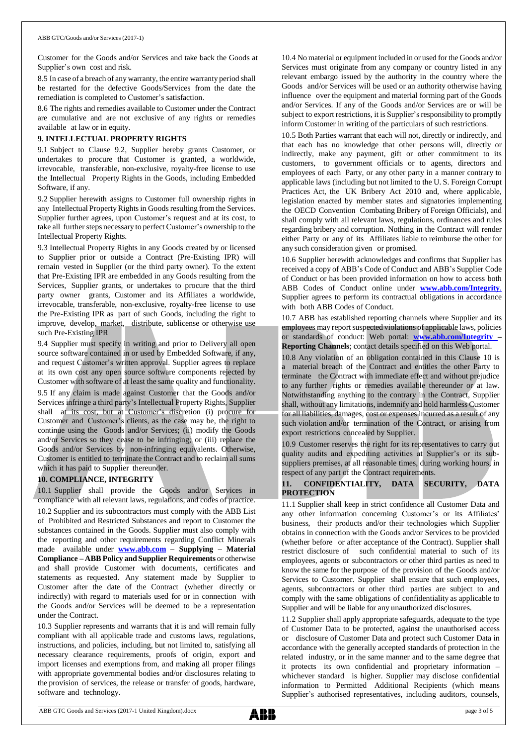Customer for the Goods and/or Services and take back the Goods at Supplier's own cost and risk.

8.5 In case of a breach of any warranty, the entire warranty period shall be restarted for the defective Goods/Services from the date the remediation is completed to Customer's satisfaction.

8.6 The rights and remedies available to Customer under the Contract are cumulative and are not exclusive of any rights or remedies available at law or in equity.

## 9. INTELLECTUAL PROPERTY RIGHTS

9.1 Subject to Clause 9.2, Supplier hereby grants Customer, or undertakes to procure that Customer is granted, a worldwide, irrevocable, transferable, non-exclusive, royalty-free license to use the Intellectual Property Rights in the Goods, including Embedded Software, if any.

9.2 Supplier herewith assigns to Customer full ownership rights in any Intellectual Property Rights in Goods resulting from the Services. Supplier further agrees, upon Customer's request and at its cost, to take all further steps necessary to perfect Customer's ownership to the Intellectual Property Rights.

9.3 Intellectual Property Rights in any Goods created by or licensed to Supplier prior or outside a Contract (Pre-Existing IPR) will remain vested in Supplier (or the third party owner). To the extent that Pre-Existing IPR are embedded in any Goods resulting from the Services, Supplier grants, or undertakes to procure that the third party owner grants, Customer and its Affiliates a worldwide, irrevocable, transferable, non-exclusive, royalty-free license to use the Pre-Existing IPR as part of such Goods, including the right to improve, develop, market, distribute, sublicense or otherwise use such Pre-Existing IPR

9.4 Supplier must specify in writing and prior to Delivery all open source software contained in or used by Embedded Software, if any, and request Customer's written approval. Supplier agrees to replace at its own cost any open source software components rejected by Customer with software of at least the same quality and functionality.

9.5 If any claim is made against Customer that the Goods and/or Services infringe a third party's Intellectual Property Rights, Supplier shall at its cost, but at Customer's discretion (i) procure for Customer and Customer's clients, as the case may be, the right to continue using the Goods and/or Services; (ii) modify the Goods and/or Services so they cease to be infringing; or (iii) replace the Goods and/or Services by non-infringing equivalents. Otherwise, Customer is entitled to terminate the Contract and to reclaim all sums which it has paid to Supplier thereunder.

## 10. COMPLIANCE, INTEGRITY

10.1 Supplier shall provide the Goods and/or Services in compliance with all relevant laws, regulations, and codes of practice.

10.2 Supplier and its subcontractors must comply with the ABB List of Prohibited and Restricted Substances and report to Customer the substances contained in the Goods. Supplier must also comply with the reporting and other requirements regarding Conflict Minerals made available under **www.abb.com – Supplying – Material Compliance – ABB Policy and Supplier Requirements** or otherwise and shall provide Customer with documents, certificates and statements as requested. Any statement made by Supplier to Customer after the date of the Contract (whether directly or indirectly) with regard to materials used for or in connection with the Goods and/or Services will be deemed to be a representation under the Contract.

10.3 Supplier represents and warrants that it is and will remain fully compliant with all applicable trade and customs laws, regulations, instructions, and policies, including, but not limited to, satisfying all necessary clearance requirements, proofs of origin, export and import licenses and exemptions from, and making all proper filings with appropriate governmental bodies and/or disclosures relating to the provision of services, the release or transfer of goods, hardware, software and technology.

10.4 No material or equipment included in or used for the Goods and/or Services must originate from any company or country listed in any relevant embargo issued by the authority in the country where the Goods and/or Services will be used or an authority otherwise having influence over the equipment and material forming part of the Goods and/or Services. If any of the Goods and/or Services are or will be subject to export restrictions, it is Supplier's responsibility to promptly inform Customer in writing of the particulars of such restrictions.

10.5 Both Parties warrant that each will not, directly or indirectly, and that each has no knowledge that other persons will, directly or indirectly, make any payment, gift or other commitment to its customers, to government officials or to agents, directors and employees of each Party, or any other party in a manner contrary to applicable laws (including but not limited to the U. S. Foreign Corrupt Practices Act, the UK Bribery Act 2010 and, where applicable, legislation enacted by member states and signatories implementing the OECD Convention Combating Bribery of Foreign Officials), and shall comply with all relevant laws, regulations, ordinances and rules regarding bribery and corruption. Nothing in the Contract will render either Party or any of its Affiliates liable to reimburse the other for any such consideration given or promised.

10.6 Supplier herewith acknowledges and confirms that Supplier has received a copy of ABB's Code of Conduct and ABB's Supplier Code of Conduct or has been provided information on how to access both ABB Codes of Conduct online under **www.abb.com/Integrity**. Supplier agrees to perform its contractual obligations in accordance with both ABB Codes of Conduct.

10.7 ABB has established reporting channels where Supplier and its employees may report suspected violations of applicable laws, policies or standards of conduct: Web portal: **www.abb.com/Integrity – Reporting Channels**; contact details specified on this Web portal.

10.8 Any violation of an obligation contained in this Clause 10 is a material breach of the Contract and entitles the other Party to terminate the Contract with immediate effect and without prejudice to any further rights or remedies available thereunder or at law. Notwithstanding anything to the contrary in the Contract, Supplier shall, without any limitations, indemnify and hold harmless Customer for all liabilities, damages, cost or expenses incurred as a result of any such violation and/or termination of the Contract, or arising from export restrictions concealed by Supplier.

10.9 Customer reserves the right for its representatives to carry out quality audits and expediting activities at Supplier's or its sub-suppliers premises, at all reasonable times, during working hours, in respect of any part of the Contract requirements.

## 11. CONFIDENTIALITY, DATA SECURITY, DATA PROTECTION

11.1 Supplier shall keep in strict confidence all Customer Data and any other information concerning Customer's or its Affiliates' business, their products and/or their technologies which Supplier obtains in connection with the Goods and/or Services to be provided (whether before or after acceptance of the Contract). Supplier shall restrict disclosure of such confidential material to such of its employees, agents, subcontractors or other third parties as need to know the same for the purpose of the provision of the Goods and/or Services to Customer. Supplier shall ensure that such employees, agents, subcontractors or other third parties are subject to and comply with the same obligations of confidentiality as applicable to Supplier and will be liable for any unauthorized disclosures.

11.2 Supplier shall apply appropriate safeguards, adequate to the type of Customer Data to be protected, against the unauthorised access or disclosure of Customer Data and protect such Customer Data in accordance with the generally accepted standards of protection in the related industry, or in the same manner and to the same degree that it protects its own confidential and proprietary information – whichever standard is higher. Supplier may disclose confidential information to Permitted Additional Recipients (which means Supplier's authorised representatives, including auditors, counsels,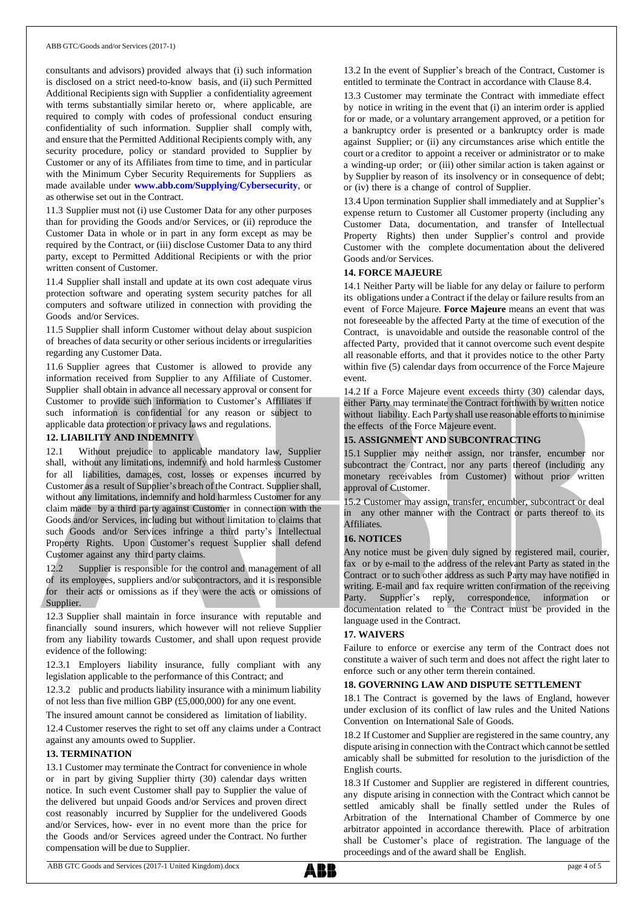consultants and advisors) provided always that (i) such information is disclosed on a strict need-to-know basis, and (ii) such Permitted Additional Recipients sign with Supplier a confidentiality agreement with terms substantially similar hereto or, where applicable, are required to comply with codes of professional conduct ensuring confidentiality of such information. Supplier shall comply with, and ensure that the Permitted Additional Recipients comply with, any security procedure, policy or standard provided to Supplier by Customer or any of its Affiliates from time to time, and in particular with the Minimum Cyber Security Requirements for Suppliers as made available under **www.abb.com/Supplying/Cybersecurity**, or as otherwise set out in the Contract.

11.3 Supplier must not (i) use Customer Data for any other purposes than for providing the Goods and/or Services, or (ii) reproduce the Customer Data in whole or in part in any form except as may be required by the Contract, or (iii) disclose Customer Data to any third party, except to Permitted Additional Recipients or with the prior written consent of Customer.

11.4 Supplier shall install and update at its own cost adequate virus protection software and operating system security patches for all computers and software utilized in connection with providing the Goods and/or Services.

11.5 Supplier shall inform Customer without delay about suspicion of breaches of data security or other serious incidents or irregularities regarding any Customer Data.

11.6 Supplier agrees that Customer is allowed to provide any information received from Supplier to any Affiliate of Customer. Supplier shall obtain in advance all necessary approval or consent for Customer to provide such information to Customer's Affiliates if such information is confidential for any reason or subject to applicable data protection or privacy laws and regulations.

## 12. LIABILITY AND INDEMNITY

12.1 Without prejudice to applicable mandatory law, Supplier shall, without any limitations, indemnify and hold harmless Customer for all liabilities, damages, cost, losses or expenses incurred by Customer as a result of Supplier's breach of the Contract. Supplier shall, without any limitations, indemnify and hold harmless Customer for any claim made by a third party against Customer in connection with the Goods and/or Services, including but without limitation to claims that such Goods and/or Services infringe a third party's Intellectual Property Rights. Upon Customer's request Supplier shall defend Customer against any third party claims.

12.2 Supplier is responsible for the control and management of all of its employees, suppliers and/or subcontractors, and it is responsible for their acts or omissions as if they were the acts or omissions of Supplier.

12.3 Supplier shall maintain in force insurance with reputable and financially sound insurers, which however will not relieve Supplier from any liability towards Customer, and shall upon request provide evidence of the following:

12.3.1 Employers liability insurance, fully compliant with any legislation applicable to the performance of this Contract; and

12.3.2 public and products liability insurance with a minimum liability of not less than five million GBP (£5,000,000) for any one event.

The insured amount cannot be considered as limitation of liability.

12.4 Customer reserves the right to set off any claims under a Contract against any amounts owed to Supplier.

## 13. TERMINATION

13.1 Customer may terminate the Contract for convenience in whole or in part by giving Supplier thirty (30) calendar days written notice. In such event Customer shall pay to Supplier the value of the delivered but unpaid Goods and/or Services and proven direct cost reasonably incurred by Supplier for the undelivered Goods and/or Services, how- ever in no event more than the price for the Goods and/or Services agreed under the Contract. No further compensation will be due to Supplier.

13.2 In the event of Supplier's breach of the Contract, Customer is entitled to terminate the Contract in accordance with Clause 8.4.

13.3 Customer may terminate the Contract with immediate effect by notice in writing in the event that (i) an interim order is applied for or made, or a voluntary arrangement approved, or a petition for a bankruptcy order is presented or a bankruptcy order is made against Supplier; or (ii) any circumstances arise which entitle the court or a creditor to appoint a receiver or administrator or to make a winding-up order; or (iii) other similar action is taken against or by Supplier by reason of its insolvency or in consequence of debt; or (iv) there is a change of control of Supplier.

13.4 Upon termination Supplier shall immediately and at Supplier's expense return to Customer all Customer property (including any Customer Data, documentation, and transfer of Intellectual Property Rights) then under Supplier's control and provide Customer with the complete documentation about the delivered Goods and/or Services.

## 14. FORCE MAJEURE

14.1 Neither Party will be liable for any delay or failure to perform its obligations under a Contract if the delay or failure results from an event of Force Majeure. **Force Majeure** means an event that was not foreseeable by the affected Party at the time of execution of the Contract, is unavoidable and outside the reasonable control of the affected Party, provided that it cannot overcome such event despite all reasonable efforts, and that it provides notice to the other Party within five (5) calendar days from occurrence of the Force Majeure event.

14.2 If a Force Majeure event exceeds thirty (30) calendar days, either Party may terminate the Contract forthwith by written notice without liability. Each Party shall use reasonable efforts to minimise the effects of the Force Majeure event.

## 15. ASSIGNMENT AND SUBCONTRACTING

15.1 Supplier may neither assign, nor transfer, encumber nor subcontract the Contract, nor any parts thereof (including any monetary receivables from Customer) without prior written approval of Customer.

15.2 Customer may assign, transfer, encumber, subcontract or deal in any other manner with the Contract or parts thereof to its Affiliates.

## 16. NOTICES

Any notice must be given duly signed by registered mail, courier, fax or by e-mail to the address of the relevant Party as stated in the Contract or to such other address as such Party may have notified in writing. E-mail and fax require written confirmation of the receiving Party. Supplier's reply, correspondence, information or documentation related to the Contract must be provided in the language used in the Contract.

## 17. WAIVERS

Failure to enforce or exercise any term of the Contract does not constitute a waiver of such term and does not affect the right later to enforce such or any other term therein contained.

## 18. GOVERNING LAW AND DISPUTE SETTLEMENT

18.1 The Contract is governed by the laws of England, however under exclusion of its conflict of law rules and the United Nations Convention on International Sale of Goods.

18.2 If Customer and Supplier are registered in the same country, any dispute arising in connection with the Contract which cannot be settled amicably shall be submitted for resolution to the jurisdiction of the English courts.

18.3 If Customer and Supplier are registered in different countries, any dispute arising in connection with the Contract which cannot be settled amicably shall be finally settled under the Rules of Arbitration of the International Chamber of Commerce by one arbitrator appointed in accordance therewith. Place of arbitration shall be Customer's place of registration. The language of the proceedings and of the award shall be English.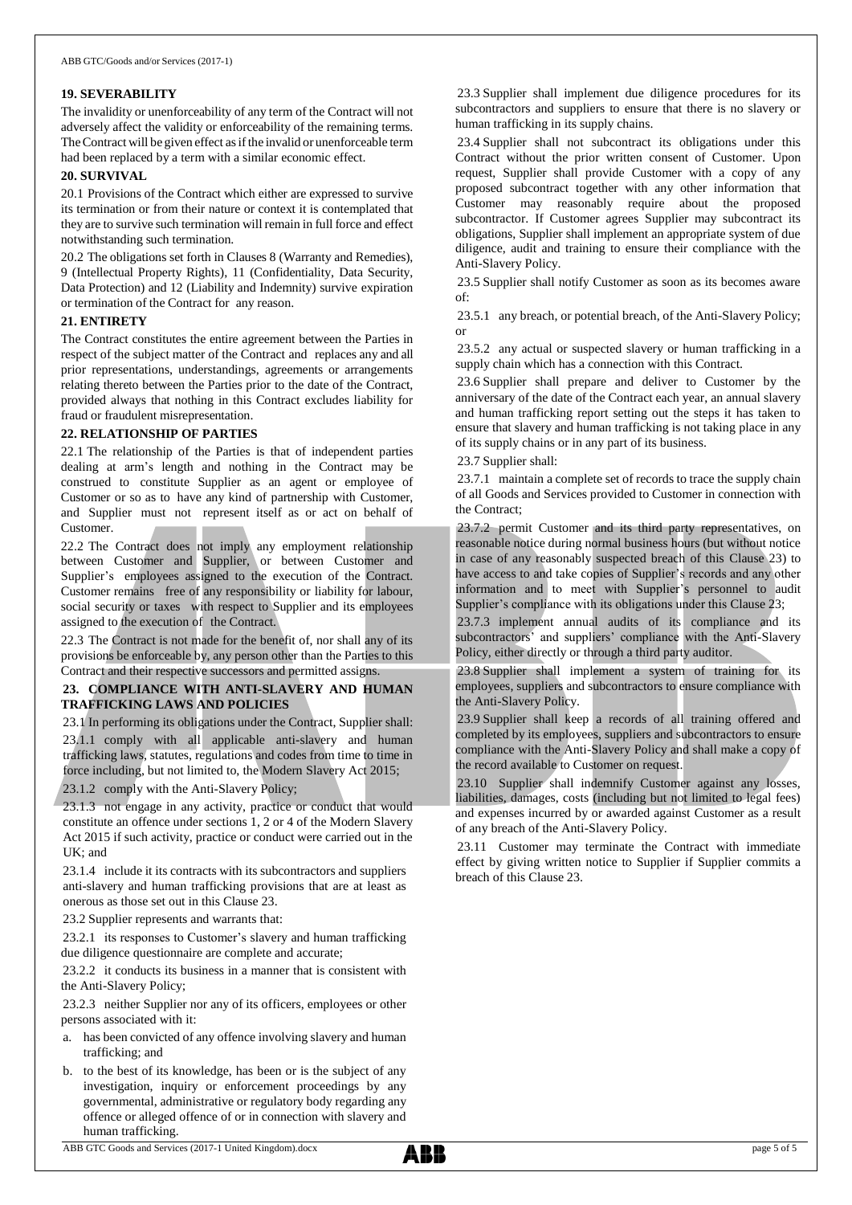## 19. SEVERABILITY

The invalidity or unenforceability of any term of the Contract will not adversely affect the validity or enforceability of the remaining terms. The Contract will be given effect as if the invalid or unenforceable term had been replaced by a term with a similar economic effect.

## 20. SURVIVAL

20.1 Provisions of the Contract which either are expressed to survive its termination or from their nature or context it is contemplated that they are to survive such termination will remain in full force and effect notwithstanding such termination.

20.2 The obligations set forth in Clauses 8 (Warranty and Remedies), 9 (Intellectual Property Rights), 11 (Confidentiality, Data Security, Data Protection) and 12 (Liability and Indemnity) survive expiration or termination of the Contract for any reason.

## 21. ENTIRETY

The Contract constitutes the entire agreement between the Parties in respect of the subject matter of the Contract and replaces any and all prior representations, understandings, agreements or arrangements relating thereto between the Parties prior to the date of the Contract, provided always that nothing in this Contract excludes liability for fraud or fraudulent misrepresentation.

## 22. RELATIONSHIP OF PARTIES

22.1 The relationship of the Parties is that of independent parties dealing at arm's length and nothing in the Contract may be construed to constitute Supplier as an agent or employee of Customer or so as to have any kind of partnership with Customer, and Supplier must not represent itself as or act on behalf of Customer.

22.2 The Contract does not imply any employment relationship between Customer and Supplier, or between Customer and Supplier's employees assigned to the execution of the Contract. Customer remains free of any responsibility or liability for labour, social security or taxes with respect to Supplier and its employees assigned to the execution of the Contract.

22.3 The Contract is not made for the benefit of, nor shall any of its provisions be enforceable by, any person other than the Parties to this Contract and their respective successors and permitted assigns.

## 23. COMPLIANCE WITH ANTI-SLAVERY AND HUMAN TRAFFICKING LAWS AND POLICIES

23.1 In performing its obligations under the Contract, Supplier shall:

23.1.1 comply with all applicable anti-slavery and human trafficking laws, statutes, regulations and codes from time to time in force including, but not limited to, the Modern Slavery Act 2015;

23.1.2 comply with the Anti-Slavery Policy;

23.1.3 not engage in any activity, practice or conduct that would constitute an offence under sections 1, 2 or 4 of the Modern Slavery Act 2015 if such activity, practice or conduct were carried out in the UK; and

23.1.4 include it its contracts with its subcontractors and suppliers anti-slavery and human trafficking provisions that are at least as onerous as those set out in this Clause 23.

23.2 Supplier represents and warrants that:

23.2.1 its responses to Customer's slavery and human trafficking due diligence questionnaire are complete and accurate;

23.2.2 it conducts its business in a manner that is consistent with the Anti-Slavery Policy;

23.2.3 neither Supplier nor any of its officers, employees or other persons associated with it:

a. has been convicted of any offence involving slavery and human trafficking; and

b. to the best of its knowledge, has been or is the subject of any investigation, inquiry or enforcement proceedings by any governmental, administrative or regulatory body regarding any offence or alleged offence of or in connection with slavery and human trafficking.

23.3 Supplier shall implement due diligence procedures for its subcontractors and suppliers to ensure that there is no slavery or human trafficking in its supply chains.

23.4 Supplier shall not subcontract its obligations under this Contract without the prior written consent of Customer. Upon request, Supplier shall provide Customer with a copy of any proposed subcontract together with any other information that Customer may reasonably require about the proposed subcontractor. If Customer agrees Supplier may subcontract its obligations, Supplier shall implement an appropriate system of due diligence, audit and training to ensure their compliance with the Anti-Slavery Policy.

23.5 Supplier shall notify Customer as soon as its becomes aware of:

23.5.1 any breach, or potential breach, of the Anti-Slavery Policy; or

23.5.2 any actual or suspected slavery or human trafficking in a supply chain which has a connection with this Contract.

23.6 Supplier shall prepare and deliver to Customer by the anniversary of the date of the Contract each year, an annual slavery and human trafficking report setting out the steps it has taken to ensure that slavery and human trafficking is not taking place in any of its supply chains or in any part of its business.

23.7 Supplier shall:

23.7.1 maintain a complete set of records to trace the supply chain of all Goods and Services provided to Customer in connection with the Contract;

23.7.2 permit Customer and its third party representatives, on reasonable notice during normal business hours (but without notice in case of any reasonably suspected breach of this Clause 23) to have access to and take copies of Supplier's records and any other information and to meet with Supplier's personnel to audit Supplier's compliance with its obligations under this Clause 23;

23.7.3 implement annual audits of its compliance and its subcontractors' and suppliers' compliance with the Anti-Slavery Policy, either directly or through a third party auditor.

23.8 Supplier shall implement a system of training for its employees, suppliers and subcontractors to ensure compliance with the Anti-Slavery Policy.

23.9 Supplier shall keep a records of all training offered and completed by its employees, suppliers and subcontractors to ensure compliance with the Anti-Slavery Policy and shall make a copy of the record available to Customer on request.

23.10 Supplier shall indemnify Customer against any losses, liabilities, damages, costs (including but not limited to legal fees) and expenses incurred by or awarded against Customer as a result of any breach of the Anti-Slavery Policy.

23.11 Customer may terminate the Contract with immediate effect by giving written notice to Supplier if Supplier commits a breach of this Clause 23.